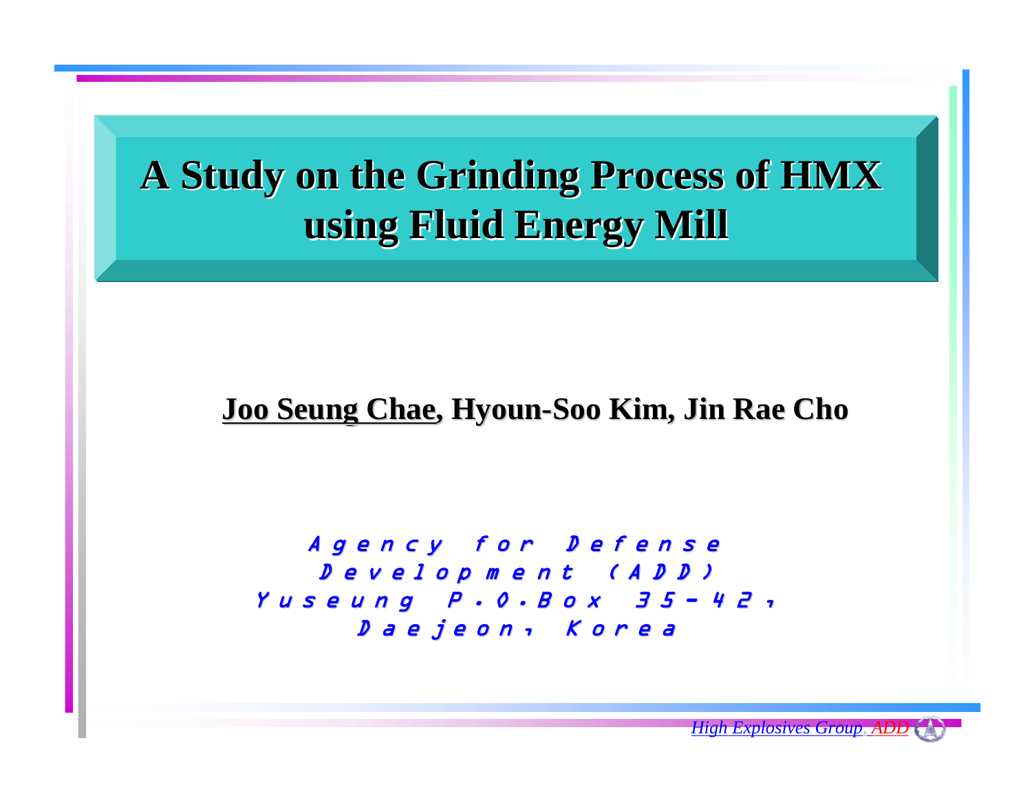# A Study on the Grinding Process of HMX using Fluid Energy Mill

**Joo Seung Chae, Hyoun-Soo Kim, Jin Rae Cho**

*Agency for Defense Development (ADD)*
*Yuseung P.O.Box 35-42, Daejeon, Korea*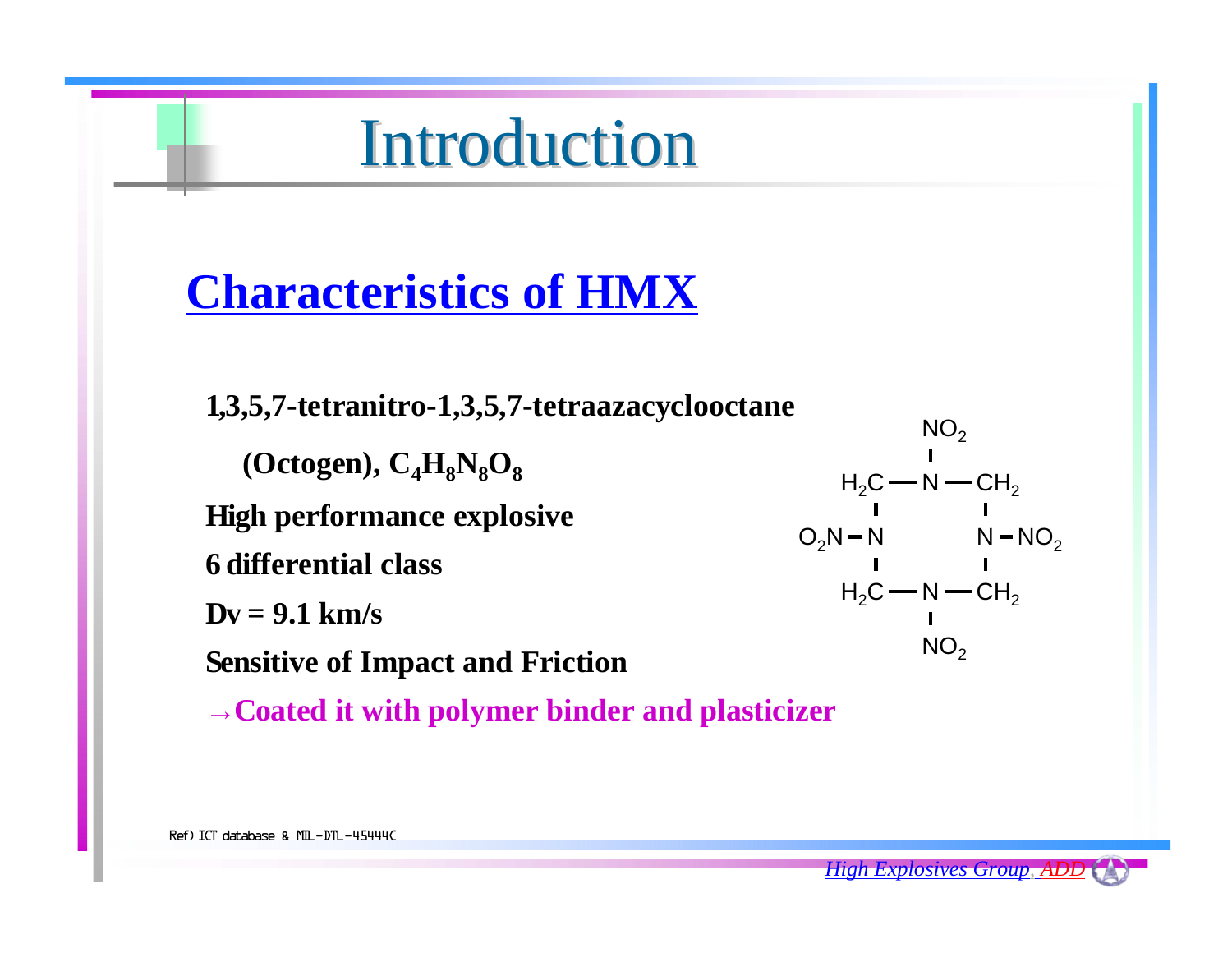# Introduction

## Characteristics of HMX

**1,3,5,7-tetranitro-1,3,5,7-tetraazacyclooctane**

**(Octogen), $C_4H_8N_8O_8$**

**High performance explosive**

**6 differential class**

**Dv = 9.1 km/s**

**Sensitive of Impact and Friction**

**→Coated it with polymer binder and plasticizer**

Ref) ICT database & MIL-DTL-45444C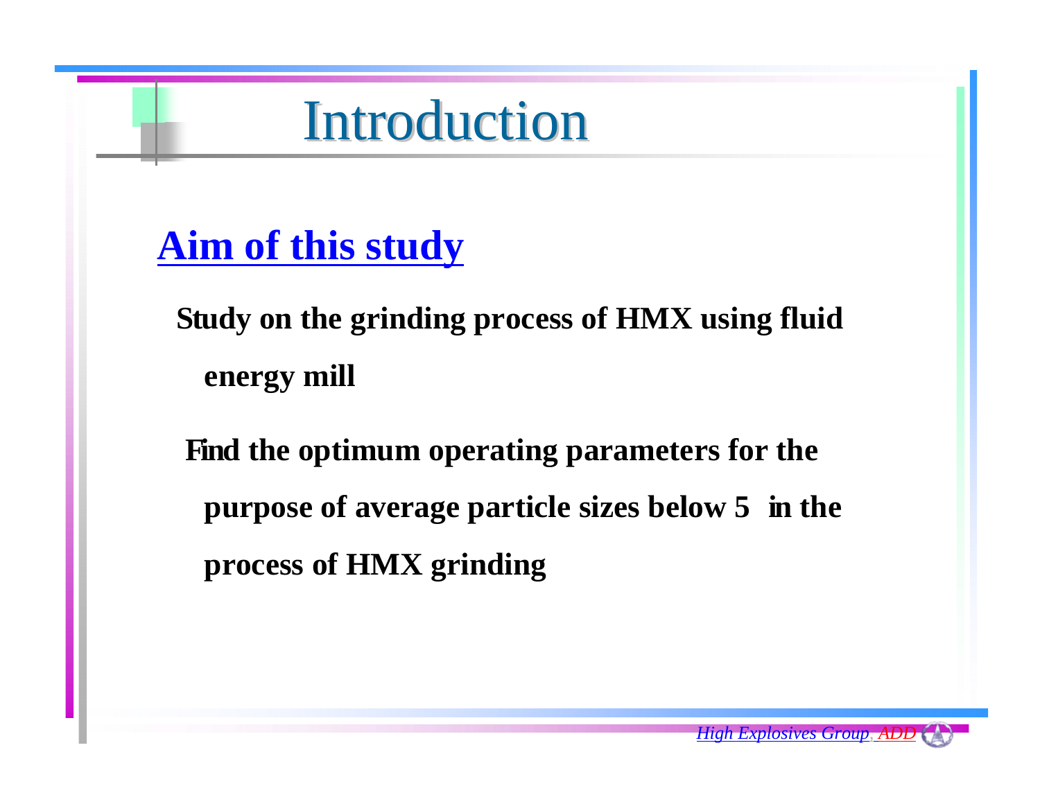# Introduction

## Aim of this study

- **Study on the grinding process of HMX using fluid energy mill**

- **Find the optimum operating parameters for the purpose of average particle sizes below 5 in the process of HMX grinding**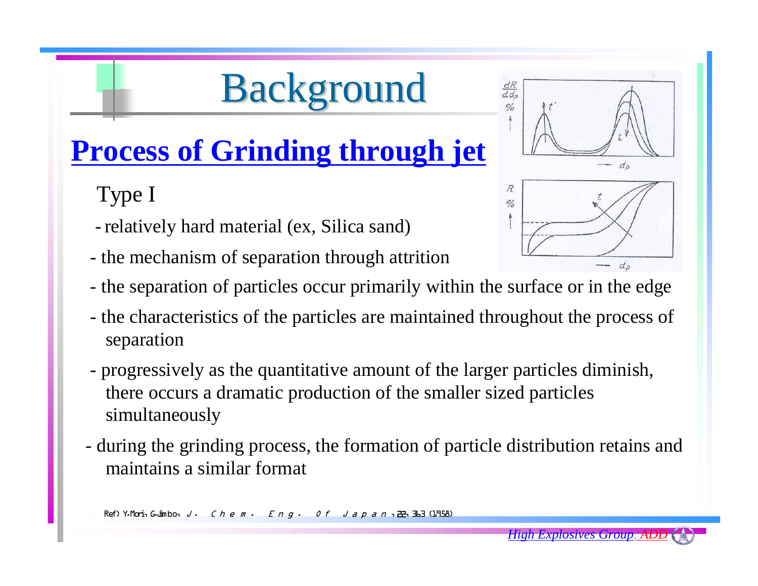# Background

## Process of Grinding through jet

Type I

- relatively hard material (ex, Silica sand)
- the mechanism of separation through attrition
- the separation of particles occur primarily within the surface or in the edge
- the characteristics of the particles are maintained throughout the process of separation
- progressively as the quantitative amount of the larger particles diminish, there occurs a dramatic production of the smaller sized particles simultaneously
- during the grinding process, the formation of particle distribution retains and maintains a similar format

Ref) Y. Mori, G. Jimbo, *J. Chem. Eng. Of Japan*, 22, 363 (1958)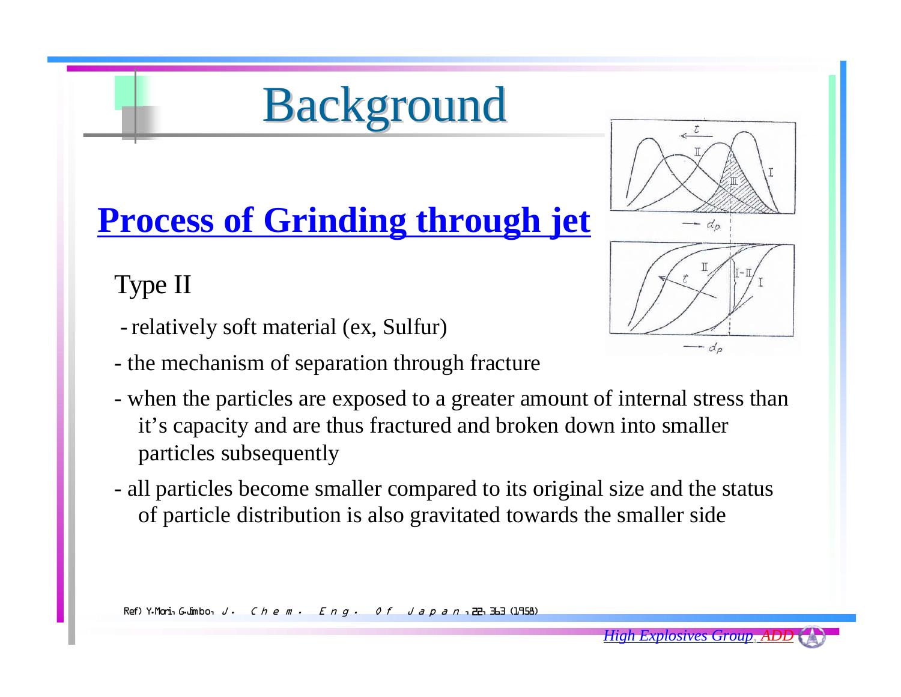# Background

## Process of Grinding through jet

Type II

- relatively soft material (ex, Sulfur)
- the mechanism of separation through fracture
- when the particles are exposed to a greater amount of internal stress than it's capacity and are thus fractured and broken down into smaller particles subsequently
- all particles become smaller compared to its original size and the status of particle distribution is also gravitated towards the smaller side

Ref) Y. Mori, G. Jimbo, *J. Chem. Eng. Of Japan*, 22, 363 (1958)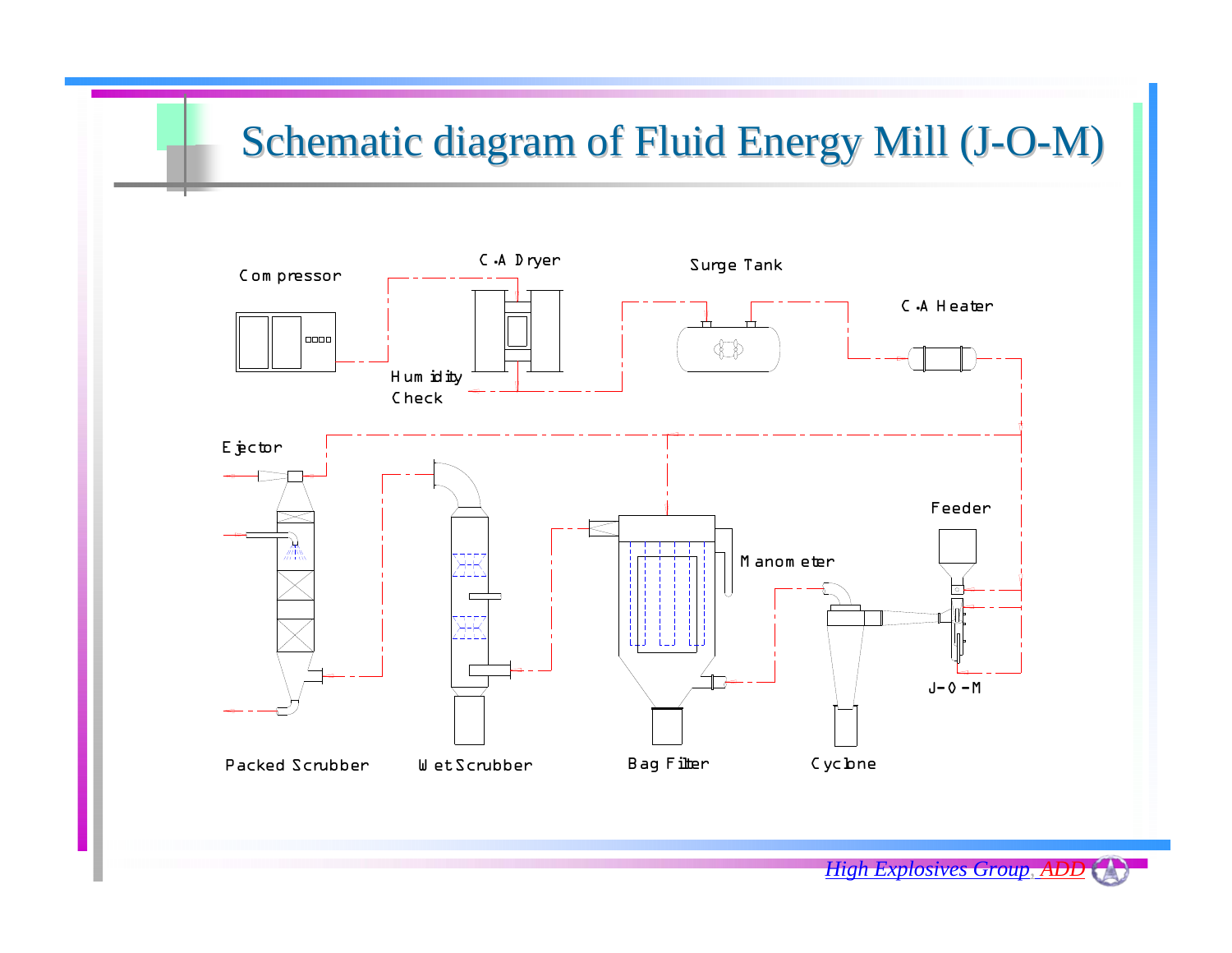# Schematic diagram of Fluid Energy Mill (J-O-M)

Compressor

C.A Dryer

Humidity Check

Surge Tank

C.A Heater

Ejector

Feeder

Manometer

J-O-M

Packed Scrubber

Wet Scrubber

Bag Filter

Cyclone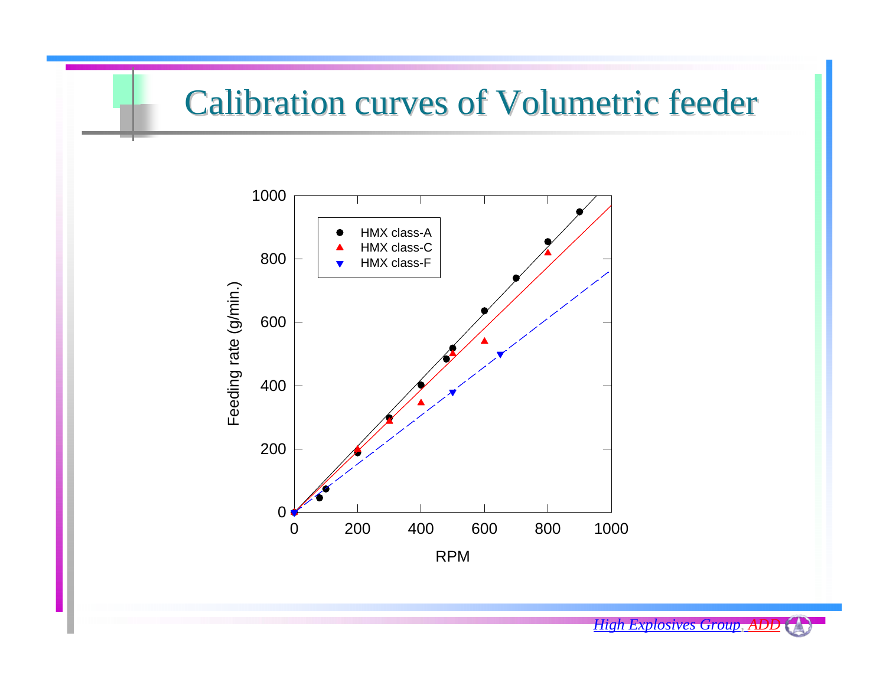# Calibration curves of Volumetric feeder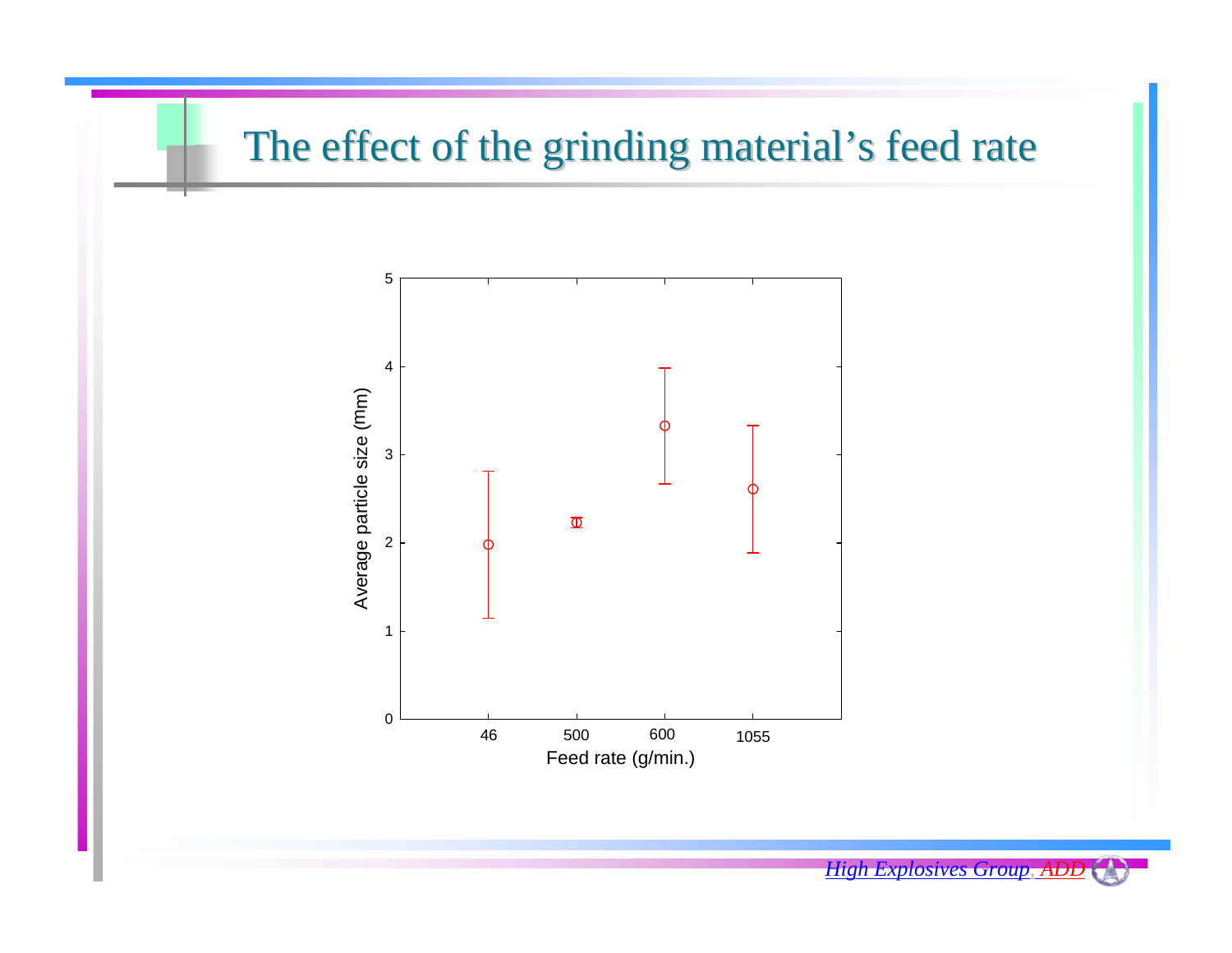# The effect of the grinding material's feed rate

Average particle size (mm)

Feed rate (g/min.)

| Feed rate (g/min.) | 46 | 500 | 600 | 1055 |
|---|---|---|---|---|
| Average particle size (mm) | ~2.0 | ~2.2 | ~3.3 | ~2.6 |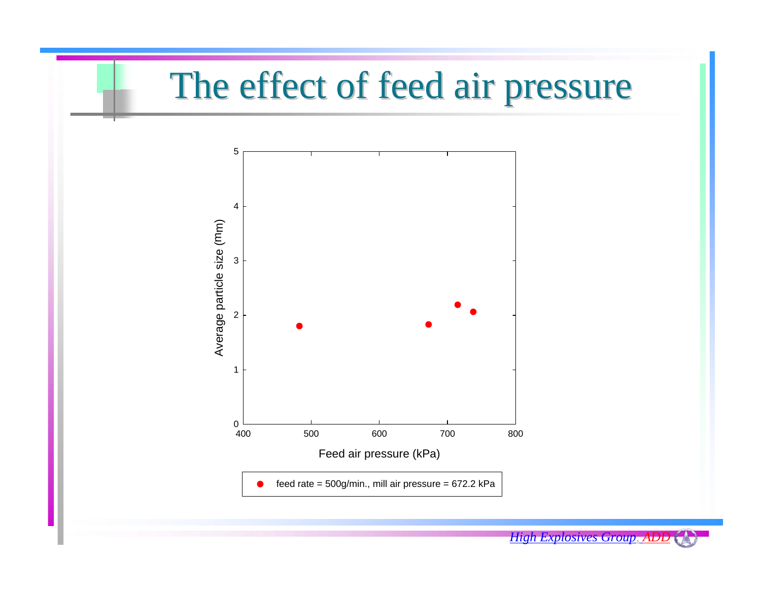# The effect of feed air pressure

Average particle size (mm)

Feed air pressure (kPa)

● feed rate = 500g/min., mill air pressure = 672.2 kPa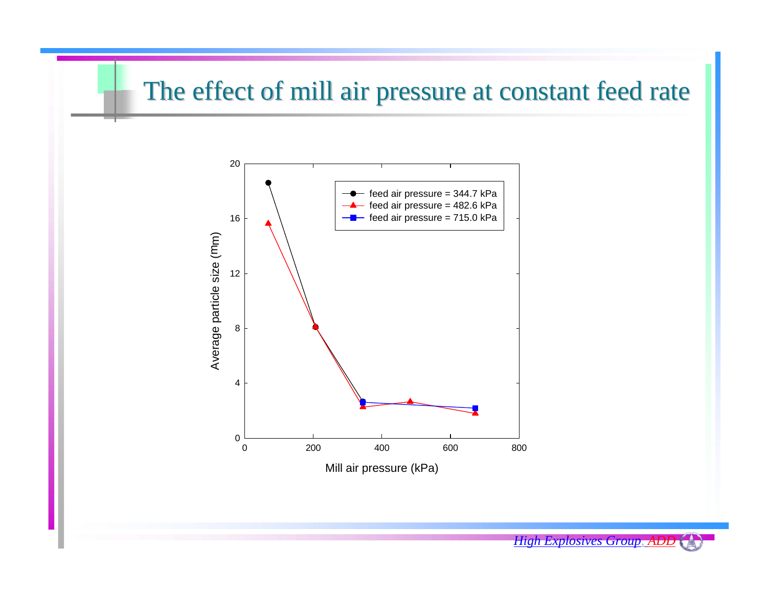# The effect of mill air pressure at constant feed rate

Average particle size (mm)

Mill air pressure (kPa)

- feed air pressure = 344.7 kPa
- feed air pressure = 482.6 kPa
- feed air pressure = 715.0 kPa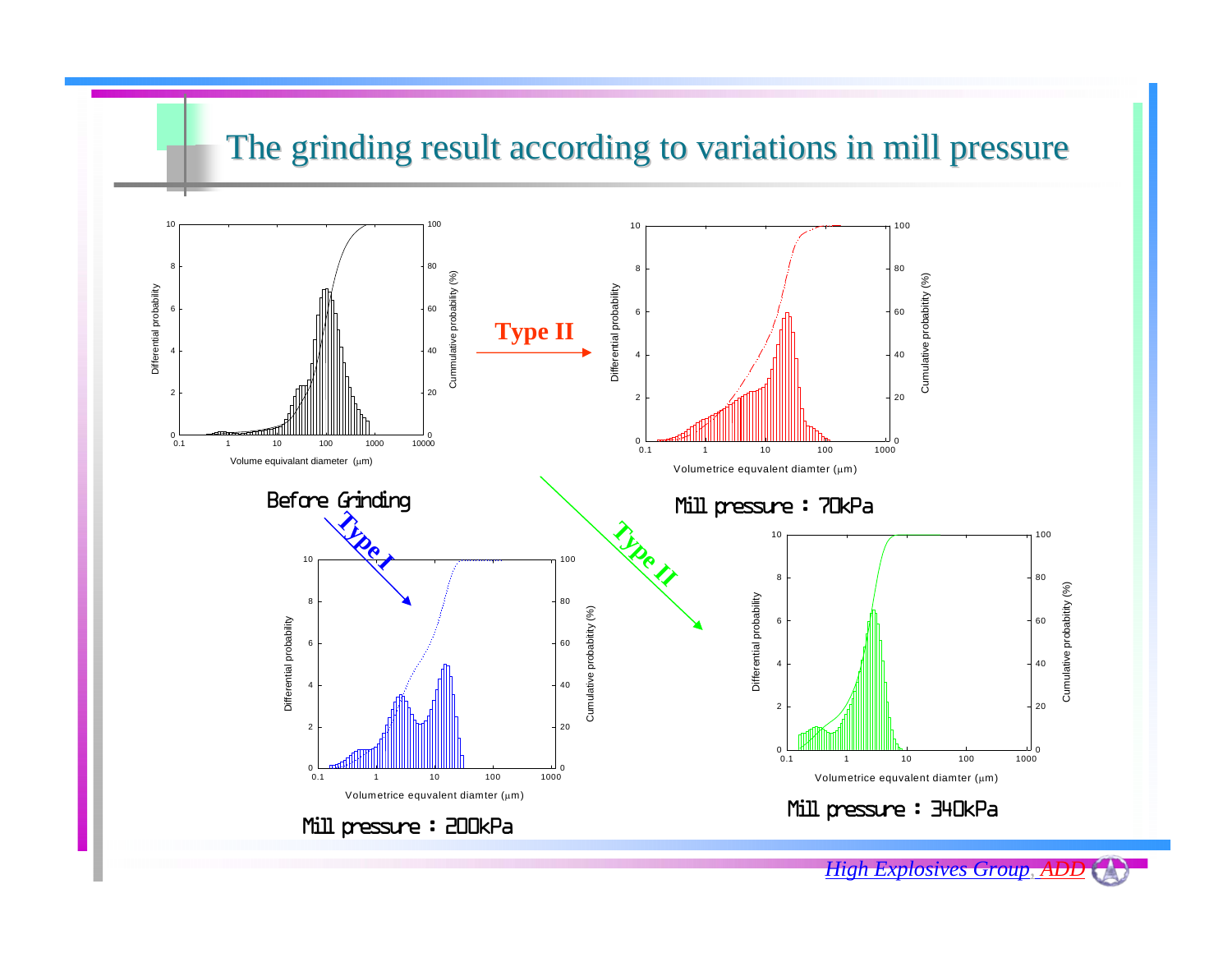# The grinding result according to variations in mill pressure

Before Grinding

Type II

Mill pressure : 70kPa

Type I

Type II

Mill pressure : 200kPa

Mill pressure : 340kPa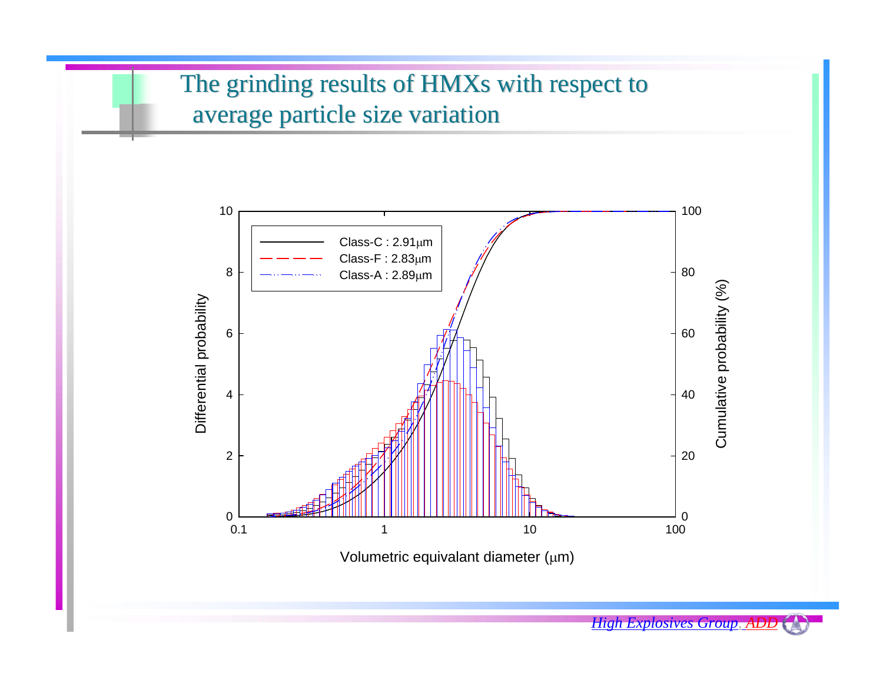# The grinding results of HMXs with respect to average particle size variation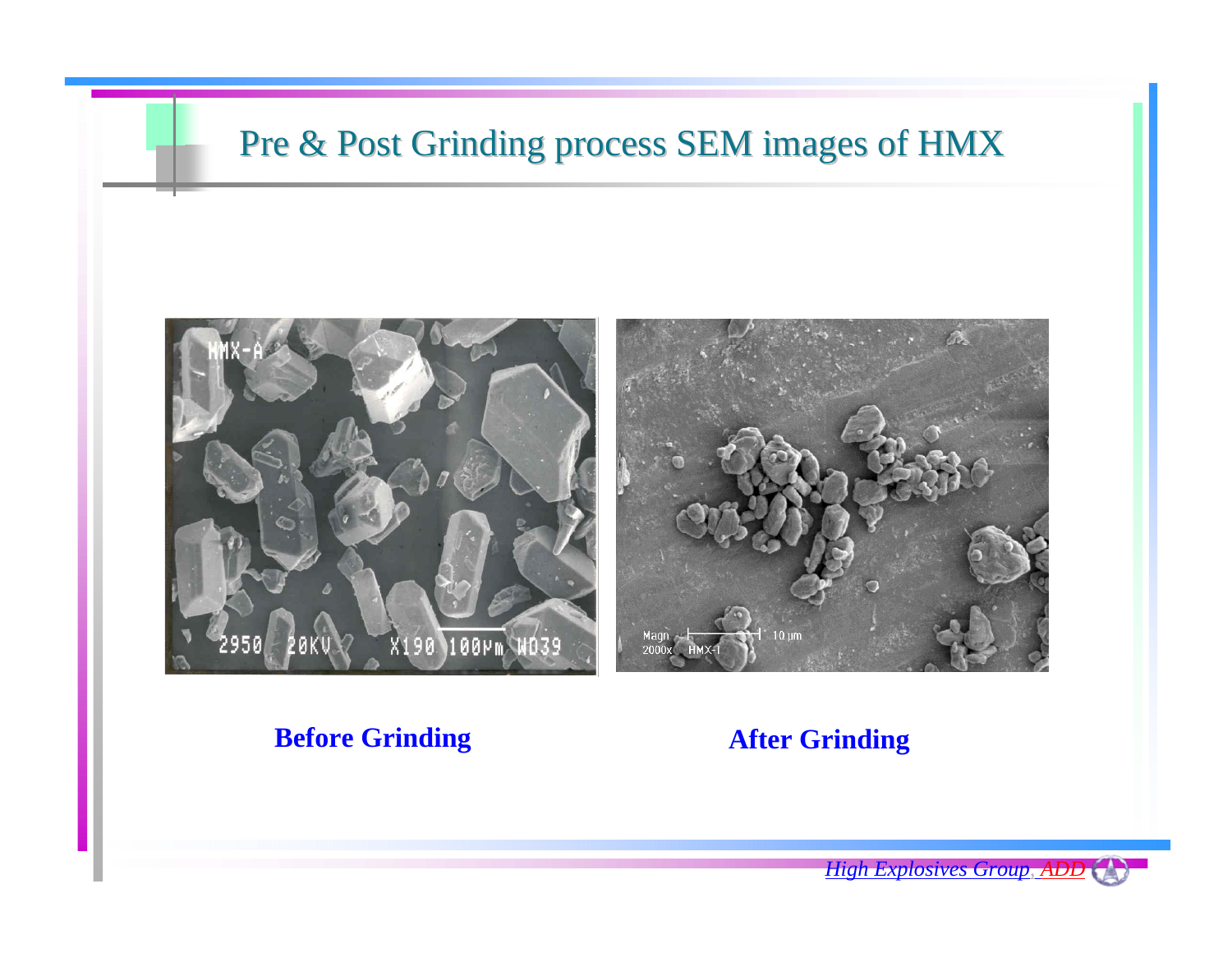# Pre & Post Grinding process SEM images of HMX

**Before Grinding** **After Grinding**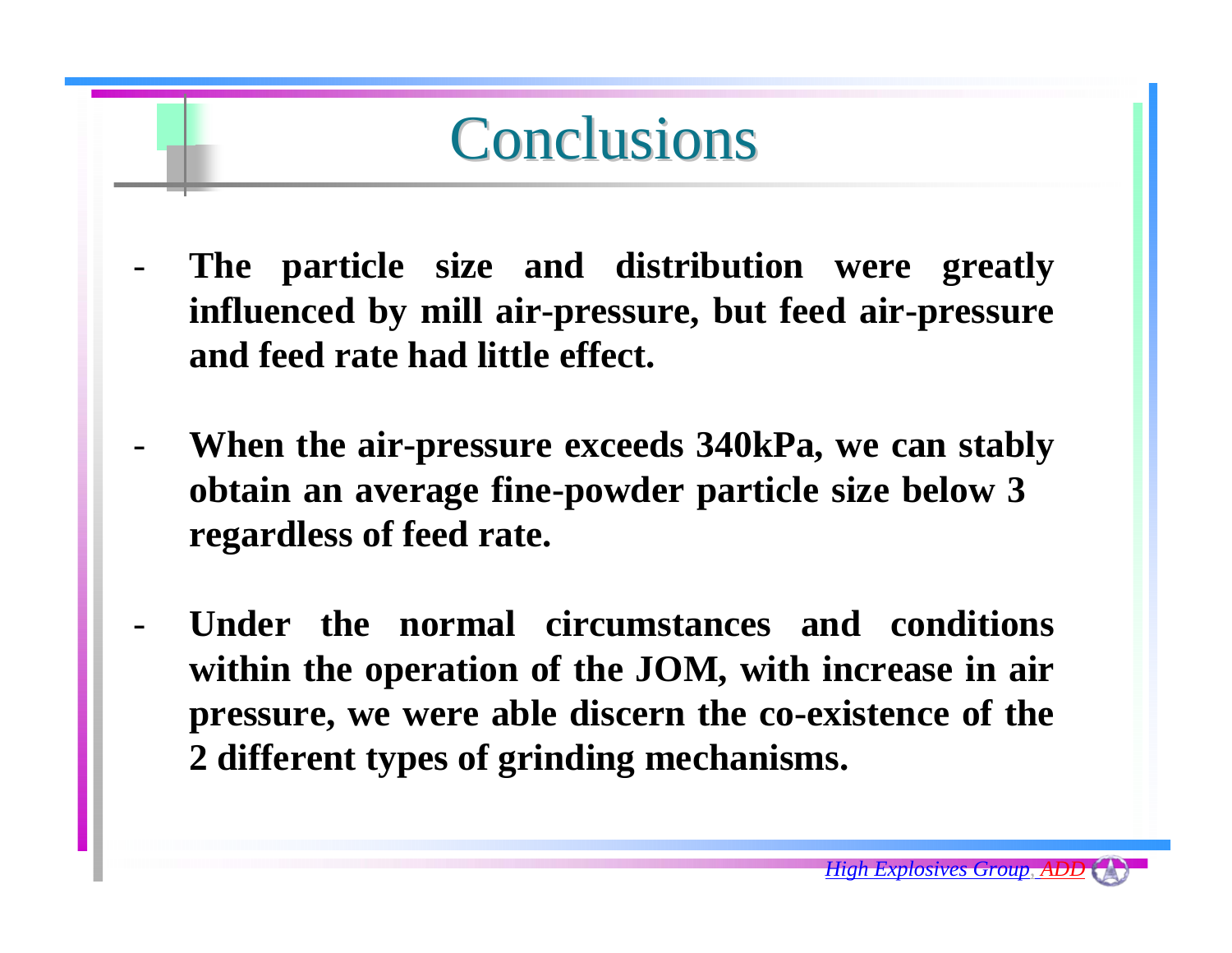# Conclusions

- **The particle size and distribution were greatly influenced by mill air-pressure, but feed air-pressure and feed rate had little effect.**

- **When the air-pressure exceeds 340kPa, we can stably obtain an average fine-powder particle size below 3 regardless of feed rate.**

- **Under the normal circumstances and conditions within the operation of the JOM, with increase in air pressure, we were able discern the co-existence of the 2 different types of grinding mechanisms.**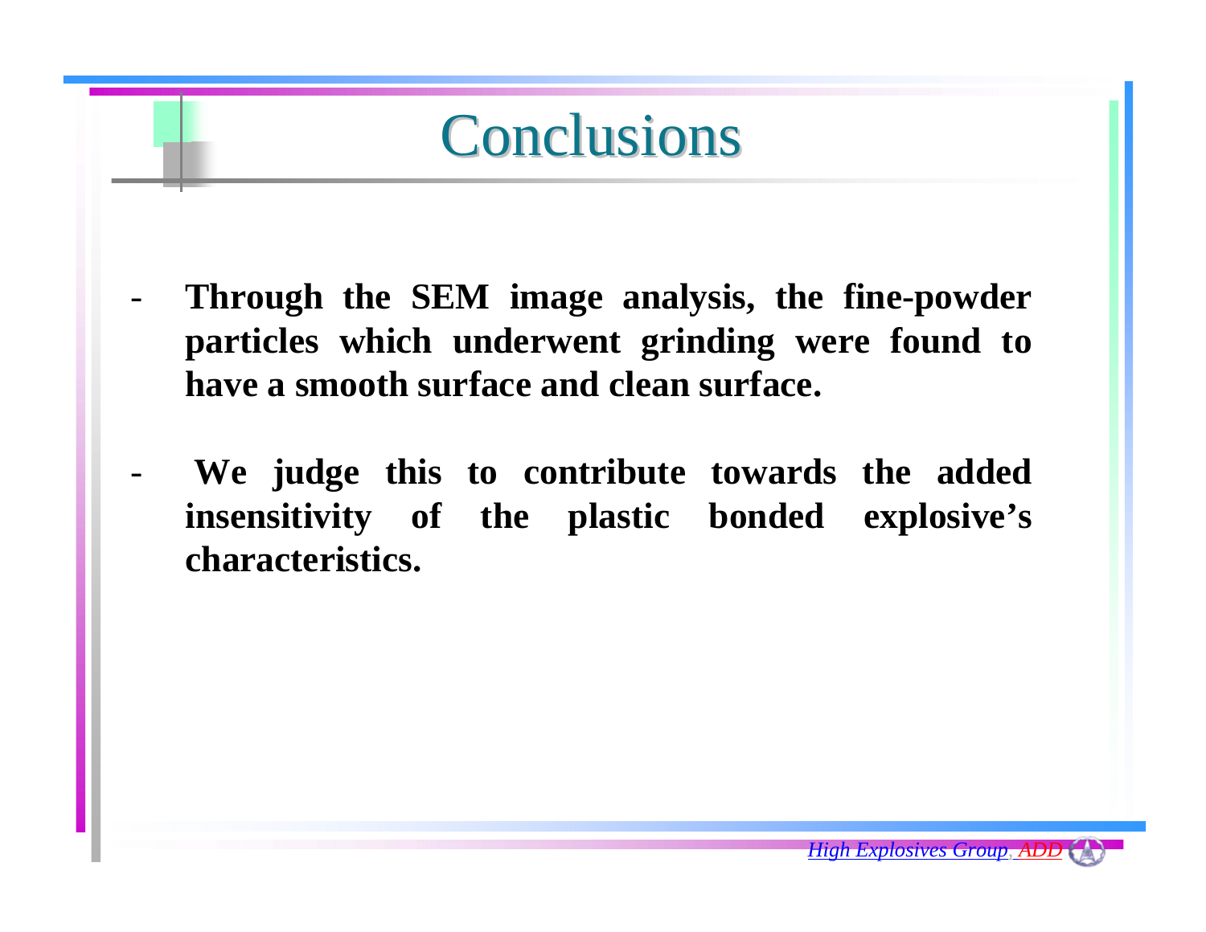# Conclusions

- **Through the SEM image analysis, the fine-powder particles which underwent grinding were found to have a smooth surface and clean surface.**

- **We judge this to contribute towards the added insensitivity of the plastic bonded explosive's characteristics.**